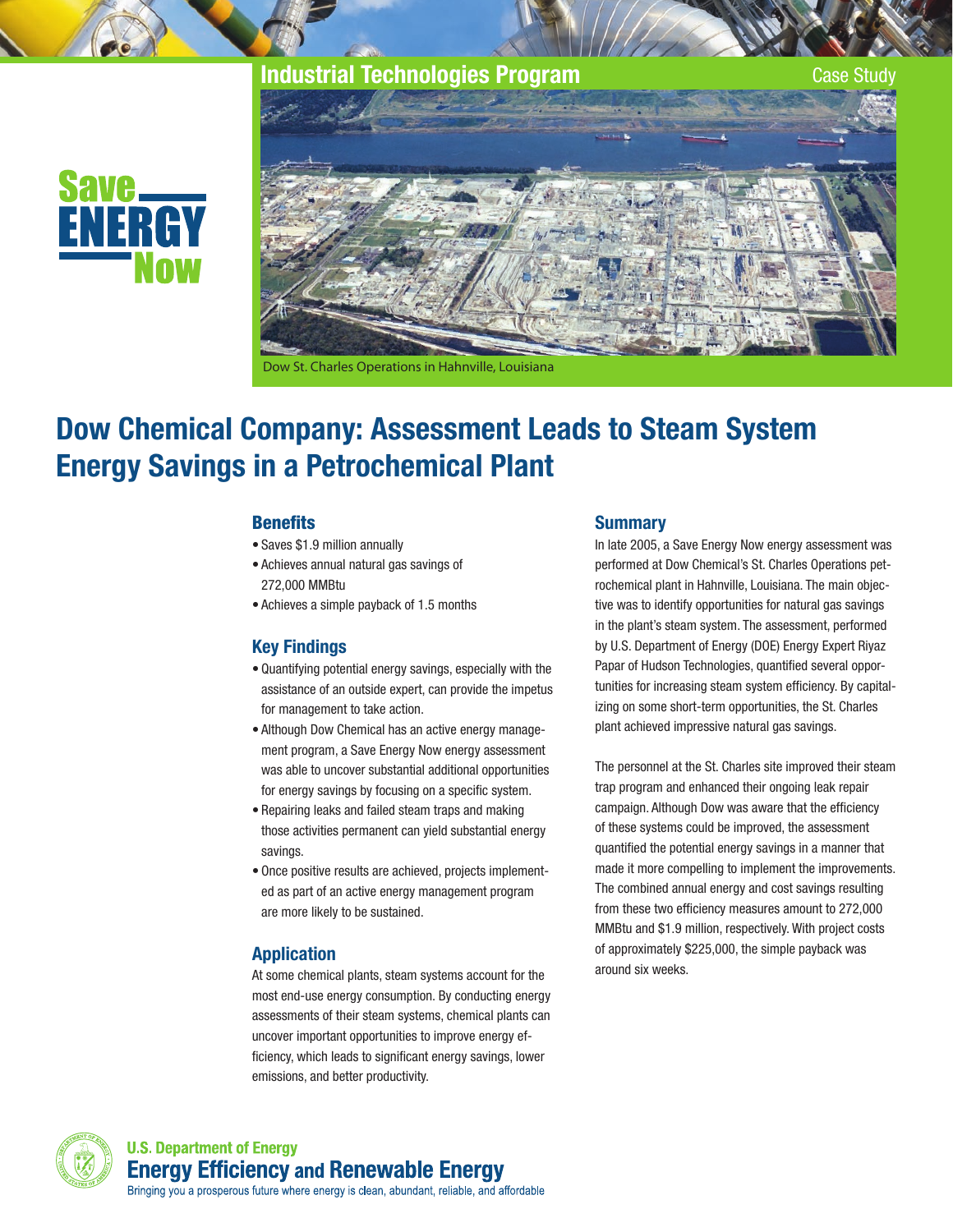Industrial Technologies Program

Case Study

Dow St. Charles Operations in Hahnville, Louisiana

# Dow Chemical Company: Assessment Leads to Steam System Energy Savings in a Petrochemical Plant

## Benefits

- Saves $1.9 million annually
- Achieves annual natural gas savings of 272,000 MMBtu
- Achieves a simple payback of 1.5 months

## Key Findings

- Quantifying potential energy savings, especially with the assistance of an outside expert, can provide the impetus for management to take action.
- Although Dow Chemical has an active energy management program, a Save Energy Now energy assessment was able to uncover substantial additional opportunities for energy savings by focusing on a specific system.
- Repairing leaks and failed steam traps and making those activities permanent can yield substantial energy savings.
- Once positive results are achieved, projects implemented as part of an active energy management program are more likely to be sustained.

## Application

At some chemical plants, steam systems account for the most end-use energy consumption. By conducting energy assessments of their steam systems, chemical plants can uncover important opportunities to improve energy efficiency, which leads to significant energy savings, lower emissions, and better productivity.

## Summary

In late 2005, a Save Energy Now energy assessment was performed at Dow Chemical's St. Charles Operations petrochemical plant in Hahnville, Louisiana. The main objective was to identify opportunities for natural gas savings in the plant's steam system. The assessment, performed by U.S. Department of Energy (DOE) Energy Expert Riyaz Papar of Hudson Technologies, quantified several opportunities for increasing steam system efficiency. By capitalizing on some short-term opportunities, the St. Charles plant achieved impressive natural gas savings.

The personnel at the St. Charles site improved their steam trap program and enhanced their ongoing leak repair campaign. Although Dow was aware that the efficiency of these systems could be improved, the assessment quantified the potential energy savings in a manner that made it more compelling to implement the improvements. The combined annual energy and cost savings resulting from these two efficiency measures amount to 272,000 MMBtu and $1.9 million, respectively. With project costs of approximately $225,000, the simple payback was around six weeks.

U.S. Department of Energy
Energy Efficiency and Renewable Energy
Bringing you a prosperous future where energy is clean, abundant, reliable, and affordable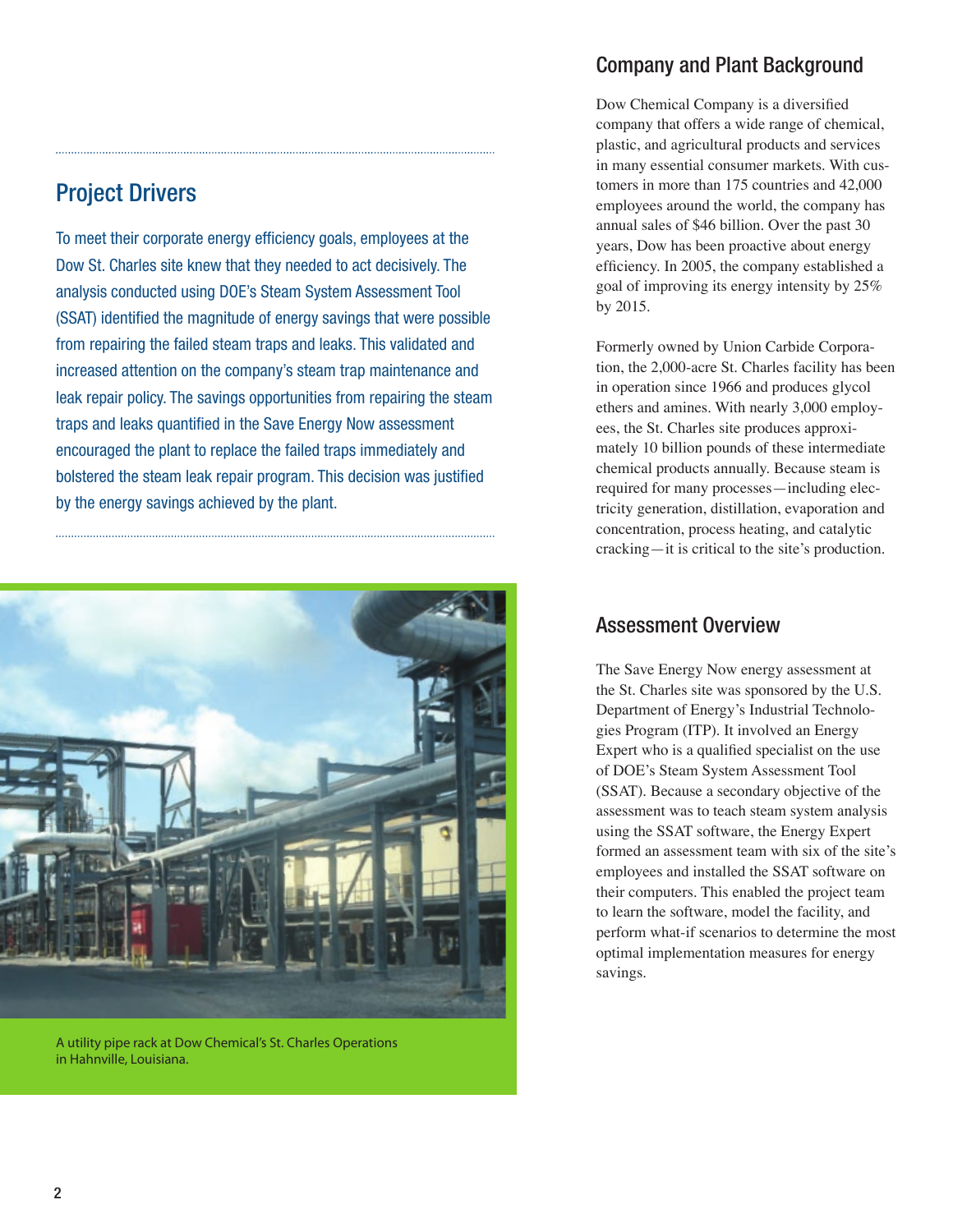## Project Drivers

To meet their corporate energy efficiency goals, employees at the Dow St. Charles site knew that they needed to act decisively. The analysis conducted using DOE's Steam System Assessment Tool (SSAT) identified the magnitude of energy savings that were possible from repairing the failed steam traps and leaks. This validated and increased attention on the company's steam trap maintenance and leak repair policy. The savings opportunities from repairing the steam traps and leaks quantified in the Save Energy Now assessment encouraged the plant to replace the failed traps immediately and bolstered the steam leak repair program. This decision was justified by the energy savings achieved by the plant.

A utility pipe rack at Dow Chemical's St. Charles Operations in Hahnville, Louisiana.

## Company and Plant Background

Dow Chemical Company is a diversified company that offers a wide range of chemical, plastic, and agricultural products and services in many essential consumer markets. With customers in more than 175 countries and 42,000 employees around the world, the company has annual sales of $46 billion. Over the past 30 years, Dow has been proactive about energy efficiency. In 2005, the company established a goal of improving its energy intensity by 25% by 2015.

Formerly owned by Union Carbide Corporation, the 2,000-acre St. Charles facility has been in operation since 1966 and produces glycol ethers and amines. With nearly 3,000 employees, the St. Charles site produces approximately 10 billion pounds of these intermediate chemical products annually. Because steam is required for many processes—including electricity generation, distillation, evaporation and concentration, process heating, and catalytic cracking—it is critical to the site's production.

## Assessment Overview

The Save Energy Now energy assessment at the St. Charles site was sponsored by the U.S. Department of Energy's Industrial Technologies Program (ITP). It involved an Energy Expert who is a qualified specialist on the use of DOE's Steam System Assessment Tool (SSAT). Because a secondary objective of the assessment was to teach steam system analysis using the SSAT software, the Energy Expert formed an assessment team with six of the site's employees and installed the SSAT software on their computers. This enabled the project team to learn the software, model the facility, and perform what-if scenarios to determine the most optimal implementation measures for energy savings.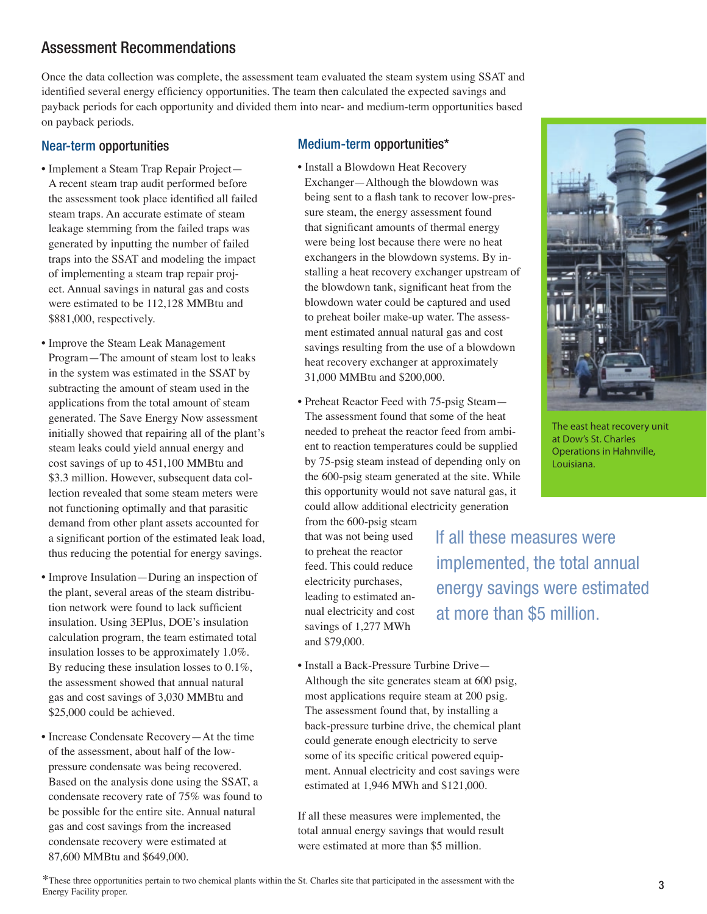## Assessment Recommendations

Once the data collection was complete, the assessment team evaluated the steam system using SSAT and identified several energy efficiency opportunities. The team then calculated the expected savings and payback periods for each opportunity and divided them into near- and medium-term opportunities based on payback periods.

### Near-term opportunities

- Implement a Steam Trap Repair Project—A recent steam trap audit performed before the assessment took place identified all failed steam traps. An accurate estimate of steam leakage stemming from the failed traps was generated by inputting the number of failed traps into the SSAT and modeling the impact of implementing a steam trap repair project. Annual savings in natural gas and costs were estimated to be 112,128 MMBtu and $881,000, respectively.
- Improve the Steam Leak Management Program—The amount of steam lost to leaks in the system was estimated in the SSAT by subtracting the amount of steam used in the applications from the total amount of steam generated. The Save Energy Now assessment initially showed that repairing all of the plant's steam leaks could yield annual energy and cost savings of up to 451,100 MMBtu and $3.3 million. However, subsequent data collection revealed that some steam meters were not functioning optimally and that parasitic demand from other plant assets accounted for a significant portion of the estimated leak load, thus reducing the potential for energy savings.
- Improve Insulation—During an inspection of the plant, several areas of the steam distribution network were found to lack sufficient insulation. Using 3EPlus, DOE's insulation calculation program, the team estimated total insulation losses to be approximately 1.0%. By reducing these insulation losses to 0.1%, the assessment showed that annual natural gas and cost savings of 3,030 MMBtu and $25,000 could be achieved.
- Increase Condensate Recovery—At the time of the assessment, about half of the low-pressure condensate was being recovered. Based on the analysis done using the SSAT, a condensate recovery rate of 75% was found to be possible for the entire site. Annual natural gas and cost savings from the increased condensate recovery were estimated at 87,600 MMBtu and $649,000.

### Medium-term opportunities*

- Install a Blowdown Heat Recovery Exchanger—Although the blowdown was being sent to a flash tank to recover low-pressure steam, the energy assessment found that significant amounts of thermal energy were being lost because there were no heat exchangers in the blowdown systems. By installing a heat recovery exchanger upstream of the blowdown tank, significant heat from the blowdown water could be captured and used to preheat boiler make-up water. The assessment estimated annual natural gas and cost savings resulting from the use of a blowdown heat recovery exchanger at approximately 31,000 MMBtu and $200,000.
- Preheat Reactor Feed with 75-psig Steam—The assessment found that some of the heat needed to preheat the reactor feed from ambient to reaction temperatures could be supplied by 75-psig steam instead of depending only on the 600-psig steam generated at the site. While this opportunity would not save natural gas, it could allow additional electricity generation from the 600-psig steam that was not being used to preheat the reactor feed. This could reduce electricity purchases, leading to estimated annual electricity and cost savings of 1,277 MWh and $79,000.
- Install a Back-Pressure Turbine Drive—Although the site generates steam at 600 psig, most applications require steam at 200 psig. The assessment found that, by installing a back-pressure turbine drive, the chemical plant could generate enough electricity to serve some of its specific critical powered equipment. Annual electricity and cost savings were estimated at 1,946 MWh and $121,000.

If all these measures were implemented, the total annual energy savings that would result were estimated at more than $5 million.

The east heat recovery unit at Dow's St. Charles Operations in Hahnville, Louisiana.

> If all these measures were implemented, the total annual energy savings were estimated at more than $5 million.

*These three opportunities pertain to two chemical plants within the St. Charles site that participated in the assessment with the Energy Facility proper.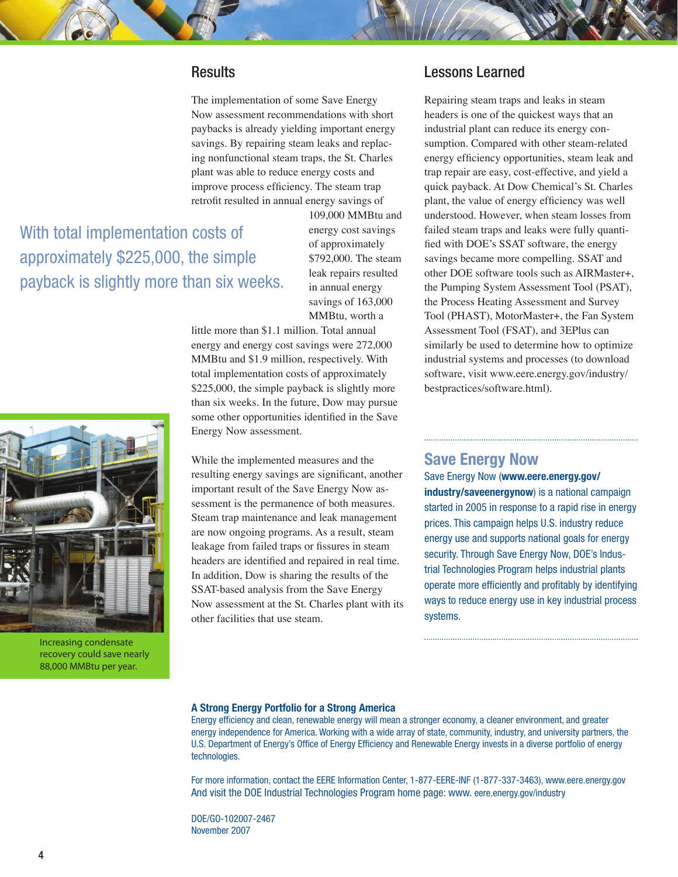## Results

The implementation of some Save Energy Now assessment recommendations with short paybacks is already yielding important energy savings. By repairing steam leaks and replacing nonfunctional steam traps, the St. Charles plant was able to reduce energy costs and improve process efficiency. The steam trap retrofit resulted in annual energy savings of 109,000 MMBtu and energy cost savings of approximately $792,000. The steam leak repairs resulted in annual energy savings of 163,000 MMBtu, worth a little more than $1.1 million. Total annual energy and energy cost savings were 272,000 MMBtu and $1.9 million, respectively. With total implementation costs of approximately $225,000, the simple payback is slightly more than six weeks. In the future, Dow may pursue some other opportunities identified in the Save Energy Now assessment.

With total implementation costs of approximately $225,000, the simple payback is slightly more than six weeks.

While the implemented measures and the resulting energy savings are significant, another important result of the Save Energy Now assessment is the permanence of both measures. Steam trap maintenance and leak management are now ongoing programs. As a result, steam leakage from failed traps or fissures in steam headers are identified and repaired in real time. In addition, Dow is sharing the results of the SSAT-based analysis from the Save Energy Now assessment at the St. Charles plant with its other facilities that use steam.

Increasing condensate recovery could save nearly 88,000 MMBtu per year.

## Lessons Learned

Repairing steam traps and leaks in steam headers is one of the quickest ways that an industrial plant can reduce its energy consumption. Compared with other steam-related energy efficiency opportunities, steam leak and trap repair are easy, cost-effective, and yield a quick payback. At Dow Chemical's St. Charles plant, the value of energy efficiency was well understood. However, when steam losses from failed steam traps and leaks were fully quantified with DOE's SSAT software, the energy savings became more compelling. SSAT and other DOE software tools such as AIRMaster+, the Pumping System Assessment Tool (PSAT), the Process Heating Assessment and Survey Tool (PHAST), MotorMaster+, the Fan System Assessment Tool (FSAT), and 3EPlus can similarly be used to determine how to optimize industrial systems and processes (to download software, visit www.eere.energy.gov/industry/bestpractices/software.html).

## Save Energy Now

Save Energy Now (**www.eere.energy.gov/industry/saveenergynow**) is a national campaign started in 2005 in response to a rapid rise in energy prices. This campaign helps U.S. industry reduce energy use and supports national goals for energy security. Through Save Energy Now, DOE's Industrial Technologies Program helps industrial plants operate more efficiently and profitably by identifying ways to reduce energy use in key industrial process systems.

**A Strong Energy Portfolio for a Strong America**

Energy efficiency and clean, renewable energy will mean a stronger economy, a cleaner environment, and greater energy independence for America. Working with a wide array of state, community, industry, and university partners, the U.S. Department of Energy's Office of Energy Efficiency and Renewable Energy invests in a diverse portfolio of energy technologies.

For more information, contact the EERE Information Center, 1-877-EERE-INF (1-877-337-3463), www.eere.energy.gov
And visit the DOE Industrial Technologies Program home page: www. eere.energy.gov/industry

DOE/GO-102007-2467
November 2007